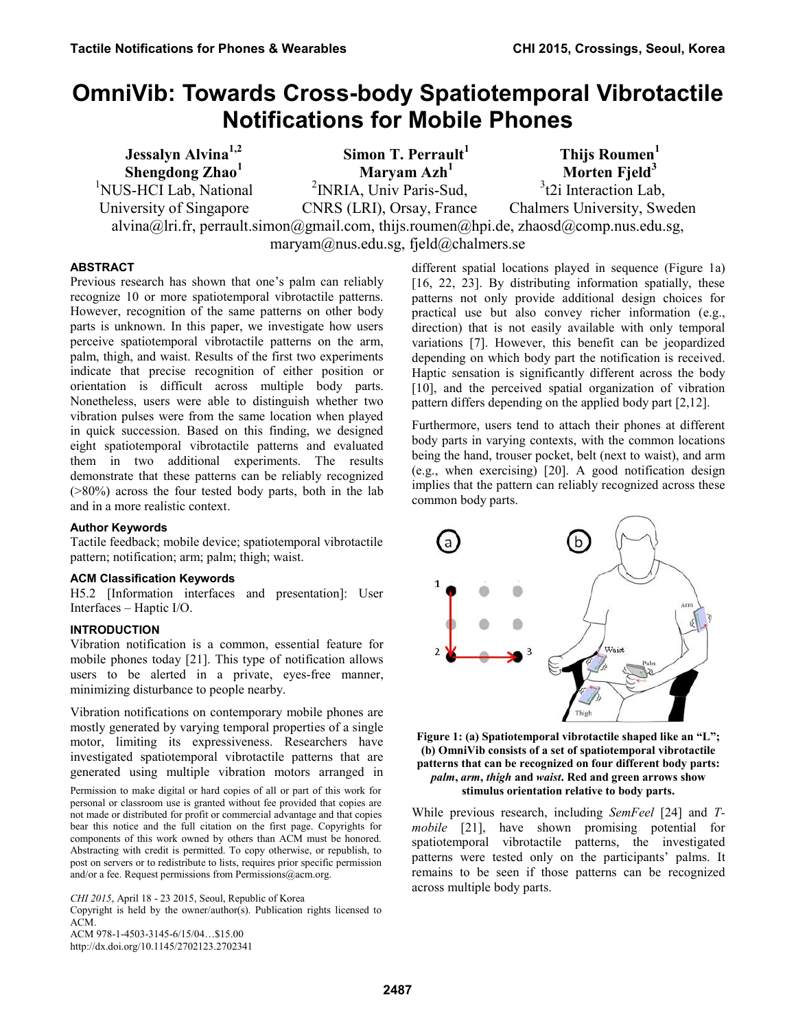# OmniVib: Towards Cross-body Spatiotemporal Vibrotactile Notifications for Mobile Phones

**Jessalyn Alvina[1,2]**, **Simon T. Perrault[1]**, **Thijs Roumen[1]**, **Shengdong Zhao[1]**, **Maryam Azh[1]**, **Morten Fjeld[3]**

[1]NUS-HCI Lab, National University of Singapore

[2]INRIA, Univ Paris-Sud, CNRS (LRI), Orsay, France

[3]t2i Interaction Lab, Chalmers University, Sweden

alvina@lri.fr, perrault.simon@gmail.com, thijs.roumen@hpi.de, zhaosd@comp.nus.edu.sg, maryam@nus.edu.sg, fjeld@chalmers.se

## ABSTRACT

Previous research has shown that one's palm can reliably recognize 10 or more spatiotemporal vibrotactile patterns. However, recognition of the same patterns on other body parts is unknown. In this paper, we investigate how users perceive spatiotemporal vibrotactile patterns on the arm, palm, thigh, and waist. Results of the first two experiments indicate that precise recognition of either position or orientation is difficult across multiple body parts. Nonetheless, users were able to distinguish whether two vibration pulses were from the same location when played in quick succession. Based on this finding, we designed eight spatiotemporal vibrotactile patterns and evaluated them in two additional experiments. The results demonstrate that these patterns can be reliably recognized (>80%) across the four tested body parts, both in the lab and in a more realistic context.

### Author Keywords

Tactile feedback; mobile device; spatiotemporal vibrotactile pattern; notification; arm; palm; thigh; waist.

### ACM Classification Keywords

H5.2 [Information interfaces and presentation]: User Interfaces – Haptic I/O.

## INTRODUCTION

Vibration notification is a common, essential feature for mobile phones today [21]. This type of notification allows users to be alerted in a private, eyes-free manner, minimizing disturbance to people nearby.

Vibration notifications on contemporary mobile phones are mostly generated by varying temporal properties of a single motor, limiting its expressiveness. Researchers have investigated spatiotemporal vibrotactile patterns that are generated using multiple vibration motors arranged in different spatial locations played in sequence (Figure 1a) [16, 22, 23]. By distributing information spatially, these patterns not only provide additional design choices for practical use but also convey richer information (e.g., direction) that is not easily available with only temporal variations [7]. However, this benefit can be jeopardized depending on which body part the notification is received. Haptic sensation is significantly different across the body [10], and the perceived spatial organization of vibration pattern differs depending on the applied body part [2,12].

Furthermore, users tend to attach their phones at different body parts in varying contexts, with the common locations being the hand, trouser pocket, belt (next to waist), and arm (e.g., when exercising) [20]. A good notification design implies that the pattern can reliably recognized across these common body parts.

**Figure 1: (a) Spatiotemporal vibrotactile shaped like an "L"; (b) OmniVib consists of a set of spatiotemporal vibrotactile patterns that can be recognized on four different body parts: *palm*, *arm*, *thigh* and *waist*. Red and green arrows show stimulus orientation relative to body parts.**

While previous research, including *SemFeel* [24] and *T-mobile* [21], have shown promising potential for spatiotemporal vibrotactile patterns, the investigated patterns were tested only on the participants' palms. It remains to be seen if those patterns can be recognized across multiple body parts.

Permission to make digital or hard copies of all or part of this work for personal or classroom use is granted without fee provided that copies are not made or distributed for profit or commercial advantage and that copies bear this notice and the full citation on the first page. Copyrights for components of this work owned by others than ACM must be honored. Abstracting with credit is permitted. To copy otherwise, or republish, to post on servers or to redistribute to lists, requires prior specific permission and/or a fee. Request permissions from Permissions@acm.org.

*CHI 2015*, April 18 - 23 2015, Seoul, Republic of Korea
Copyright is held by the owner/author(s). Publication rights licensed to ACM.
ACM 978-1-4503-3145-6/15/04…$15.00
http://dx.doi.org/10.1145/2702123.2702341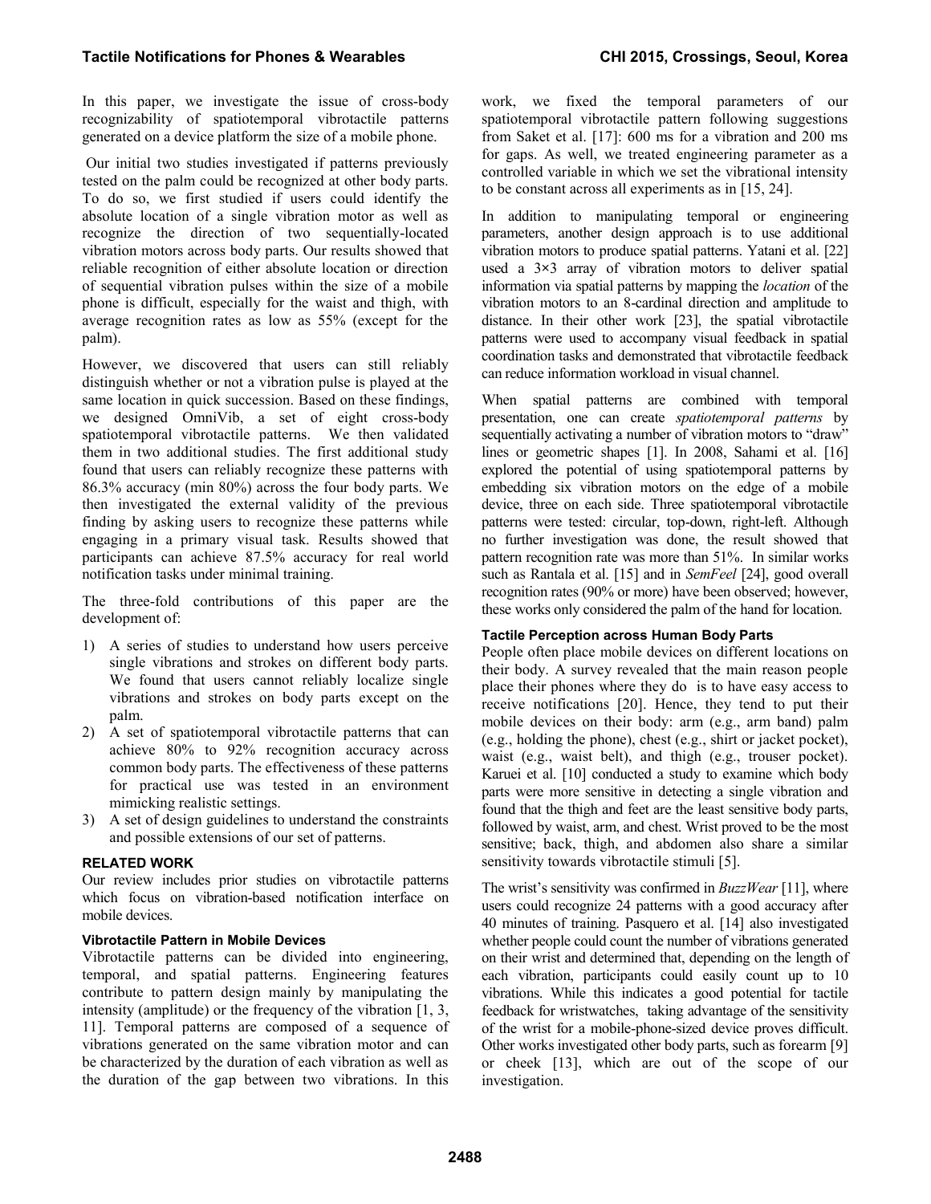In this paper, we investigate the issue of cross-body recognizability of spatiotemporal vibrotactile patterns generated on a device platform the size of a mobile phone.

Our initial two studies investigated if patterns previously tested on the palm could be recognized at other body parts. To do so, we first studied if users could identify the absolute location of a single vibration motor as well as recognize the direction of two sequentially-located vibration motors across body parts. Our results showed that reliable recognition of either absolute location or direction of sequential vibration pulses within the size of a mobile phone is difficult, especially for the waist and thigh, with average recognition rates as low as 55% (except for the palm).

However, we discovered that users can still reliably distinguish whether or not a vibration pulse is played at the same location in quick succession. Based on these findings, we designed OmniVib, a set of eight cross-body spatiotemporal vibrotactile patterns. We then validated them in two additional studies. The first additional study found that users can reliably recognize these patterns with 86.3% accuracy (min 80%) across the four body parts. We then investigated the external validity of the previous finding by asking users to recognize these patterns while engaging in a primary visual task. Results showed that participants can achieve 87.5% accuracy for real world notification tasks under minimal training.

The three-fold contributions of this paper are the development of:

1) A series of studies to understand how users perceive single vibrations and strokes on different body parts. We found that users cannot reliably localize single vibrations and strokes on body parts except on the palm.
2) A set of spatiotemporal vibrotactile patterns that can achieve 80% to 92% recognition accuracy across common body parts. The effectiveness of these patterns for practical use was tested in an environment mimicking realistic settings.
3) A set of design guidelines to understand the constraints and possible extensions of our set of patterns.

## RELATED WORK

Our review includes prior studies on vibrotactile patterns which focus on vibration-based notification interface on mobile devices.

### Vibrotactile Pattern in Mobile Devices

Vibrotactile patterns can be divided into engineering, temporal, and spatial patterns. Engineering features contribute to pattern design mainly by manipulating the intensity (amplitude) or the frequency of the vibration [1, 3, 11]. Temporal patterns are composed of a sequence of vibrations generated on the same vibration motor and can be characterized by the duration of each vibration as well as the duration of the gap between two vibrations. In this work, we fixed the temporal parameters of our spatiotemporal vibrotactile pattern following suggestions from Saket et al. [17]: 600 ms for a vibration and 200 ms for gaps. As well, we treated engineering parameter as a controlled variable in which we set the vibrational intensity to be constant across all experiments as in [15, 24].

In addition to manipulating temporal or engineering parameters, another design approach is to use additional vibration motors to produce spatial patterns. Yatani et al. [22] used a 3×3 array of vibration motors to deliver spatial information via spatial patterns by mapping the *location* of the vibration motors to an 8-cardinal direction and amplitude to distance. In their other work [23], the spatial vibrotactile patterns were used to accompany visual feedback in spatial coordination tasks and demonstrated that vibrotactile feedback can reduce information workload in visual channel.

When spatial patterns are combined with temporal presentation, one can create *spatiotemporal patterns* by sequentially activating a number of vibration motors to "draw" lines or geometric shapes [1]. In 2008, Sahami et al. [16] explored the potential of using spatiotemporal patterns by embedding six vibration motors on the edge of a mobile device, three on each side. Three spatiotemporal vibrotactile patterns were tested: circular, top-down, right-left. Although no further investigation was done, the result showed that pattern recognition rate was more than 51%. In similar works such as Rantala et al. [15] and in *SemFeel* [24], good overall recognition rates (90% or more) have been observed; however, these works only considered the palm of the hand for location.

### Tactile Perception across Human Body Parts

People often place mobile devices on different locations on their body. A survey revealed that the main reason people place their phones where they do is to have easy access to receive notifications [20]. Hence, they tend to put their mobile devices on their body: arm (e.g., arm band) palm (e.g., holding the phone), chest (e.g., shirt or jacket pocket), waist (e.g., waist belt), and thigh (e.g., trouser pocket). Karuei et al. [10] conducted a study to examine which body parts were more sensitive in detecting a single vibration and found that the thigh and feet are the least sensitive body parts, followed by waist, arm, and chest. Wrist proved to be the most sensitive; back, thigh, and abdomen also share a similar sensitivity towards vibrotactile stimuli [5].

The wrist's sensitivity was confirmed in *BuzzWear* [11], where users could recognize 24 patterns with a good accuracy after 40 minutes of training. Pasquero et al. [14] also investigated whether people could count the number of vibrations generated on their wrist and determined that, depending on the length of each vibration, participants could easily count up to 10 vibrations. While this indicates a good potential for tactile feedback for wristwatches, taking advantage of the sensitivity of the wrist for a mobile-phone-sized device proves difficult. Other works investigated other body parts, such as forearm [9] or cheek [13], which are out of the scope of our investigation.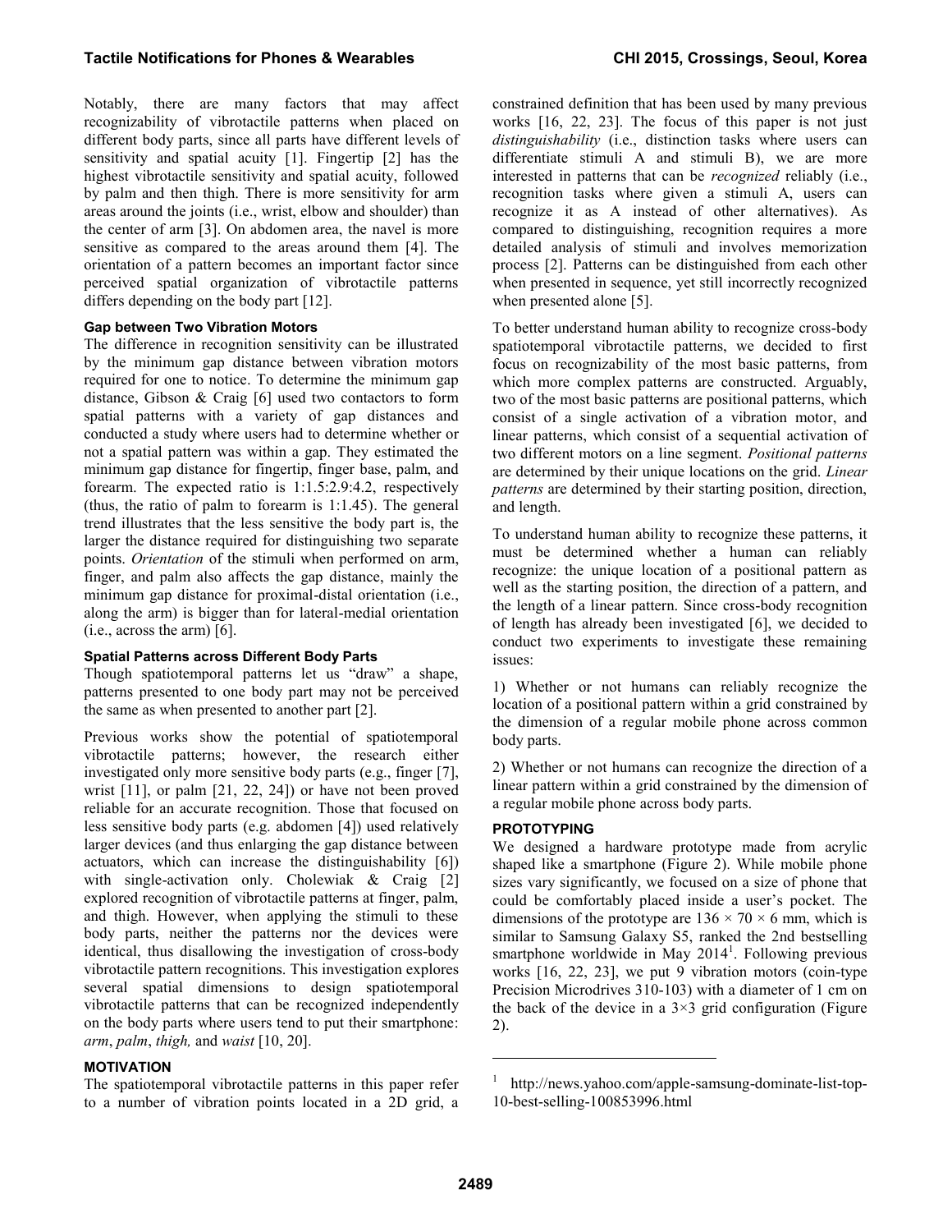Notably, there are many factors that may affect recognizability of vibrotactile patterns when placed on different body parts, since all parts have different levels of sensitivity and spatial acuity [1]. Fingertip [2] has the highest vibrotactile sensitivity and spatial acuity, followed by palm and then thigh. There is more sensitivity for arm areas around the joints (i.e., wrist, elbow and shoulder) than the center of arm [3]. On abdomen area, the navel is more sensitive as compared to the areas around them [4]. The orientation of a pattern becomes an important factor since perceived spatial organization of vibrotactile patterns differs depending on the body part [12].

### Gap between Two Vibration Motors

The difference in recognition sensitivity can be illustrated by the minimum gap distance between vibration motors required for one to notice. To determine the minimum gap distance, Gibson & Craig [6] used two contactors to form spatial patterns with a variety of gap distances and conducted a study where users had to determine whether or not a spatial pattern was within a gap. They estimated the minimum gap distance for fingertip, finger base, palm, and forearm. The expected ratio is 1:1.5:2.9:4.2, respectively (thus, the ratio of palm to forearm is 1:1.45). The general trend illustrates that the less sensitive the body part is, the larger the distance required for distinguishing two separate points. *Orientation* of the stimuli when performed on arm, finger, and palm also affects the gap distance, mainly the minimum gap distance for proximal-distal orientation (i.e., along the arm) is bigger than for lateral-medial orientation (i.e., across the arm) [6].

### Spatial Patterns across Different Body Parts

Though spatiotemporal patterns let us "draw" a shape, patterns presented to one body part may not be perceived the same as when presented to another part [2].

Previous works show the potential of spatiotemporal vibrotactile patterns; however, the research either investigated only more sensitive body parts (e.g., finger [7], wrist [11], or palm [21, 22, 24]) or have not been proved reliable for an accurate recognition. Those that focused on less sensitive body parts (e.g. abdomen [4]) used relatively larger devices (and thus enlarging the gap distance between actuators, which can increase the distinguishability [6]) with single-activation only. Cholewiak & Craig [2] explored recognition of vibrotactile patterns at finger, palm, and thigh. However, when applying the stimuli to these body parts, neither the patterns nor the devices were identical, thus disallowing the investigation of cross-body vibrotactile pattern recognitions. This investigation explores several spatial dimensions to design spatiotemporal vibrotactile patterns that can be recognized independently on the body parts where users tend to put their smartphone: *arm*, *palm*, *thigh,* and *waist* [10, 20].

## MOTIVATION

The spatiotemporal vibrotactile patterns in this paper refer to a number of vibration points located in a 2D grid, a constrained definition that has been used by many previous works [16, 22, 23]. The focus of this paper is not just *distinguishability* (i.e., distinction tasks where users can differentiate stimuli A and stimuli B), we are more interested in patterns that can be *recognized* reliably (i.e., recognition tasks where given a stimuli A, users can recognize it as A instead of other alternatives). As compared to distinguishing, recognition requires a more detailed analysis of stimuli and involves memorization process [2]. Patterns can be distinguished from each other when presented in sequence, yet still incorrectly recognized when presented alone [5].

To better understand human ability to recognize cross-body spatiotemporal vibrotactile patterns, we decided to first focus on recognizability of the most basic patterns, from which more complex patterns are constructed. Arguably, two of the most basic patterns are positional patterns, which consist of a single activation of a vibration motor, and linear patterns, which consist of a sequential activation of two different motors on a line segment. *Positional patterns* are determined by their unique locations on the grid. *Linear patterns* are determined by their starting position, direction, and length.

To understand human ability to recognize these patterns, it must be determined whether a human can reliably recognize: the unique location of a positional pattern as well as the starting position, the direction of a pattern, and the length of a linear pattern. Since cross-body recognition of length has already been investigated [6], we decided to conduct two experiments to investigate these remaining issues:

1) Whether or not humans can reliably recognize the location of a positional pattern within a grid constrained by the dimension of a regular mobile phone across common body parts.

2) Whether or not humans can recognize the direction of a linear pattern within a grid constrained by the dimension of a regular mobile phone across body parts.

## PROTOTYPING

We designed a hardware prototype made from acrylic shaped like a smartphone (Figure 2). While mobile phone sizes vary significantly, we focused on a size of phone that could be comfortably placed inside a user's pocket. The dimensions of the prototype are 136 × 70 × 6 mm, which is similar to Samsung Galaxy S5, ranked the 2nd bestselling smartphone worldwide in May 2014[1]. Following previous works [16, 22, 23], we put 9 vibration motors (coin-type Precision Microdrives 310-103) with a diameter of 1 cm on the back of the device in a 3×3 grid configuration (Figure 2).

[1] http://news.yahoo.com/apple-samsung-dominate-list-top-10-best-selling-100853996.html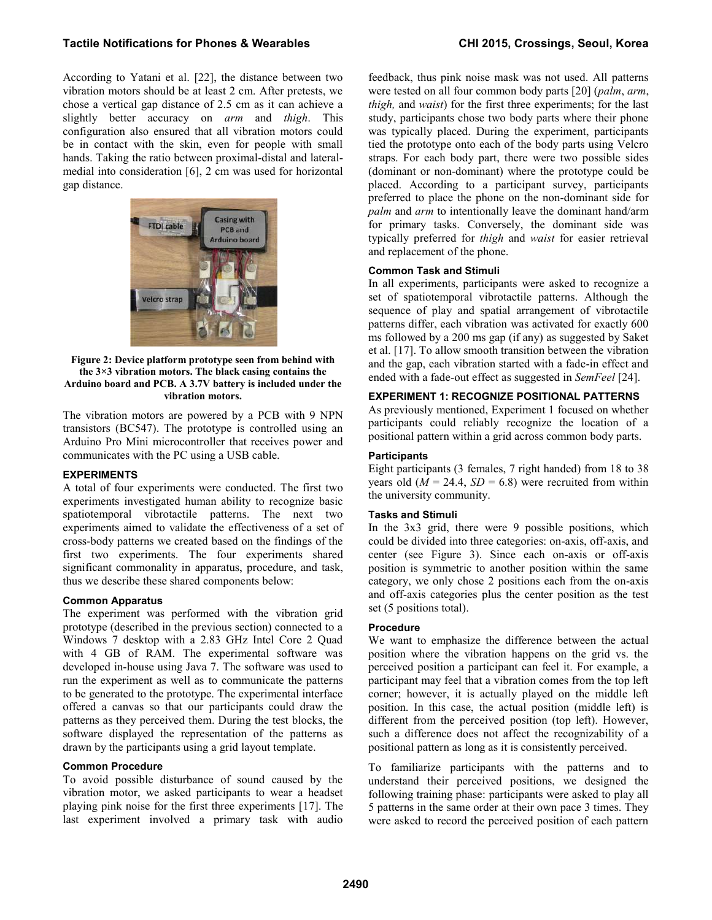According to Yatani et al. [22], the distance between two vibration motors should be at least 2 cm. After pretests, we chose a vertical gap distance of 2.5 cm as it can achieve a slightly better accuracy on *arm* and *thigh*. This configuration also ensured that all vibration motors could be in contact with the skin, even for people with small hands. Taking the ratio between proximal-distal and lateral-medial into consideration [6], 2 cm was used for horizontal gap distance.

**Figure 2: Device platform prototype seen from behind with the 3×3 vibration motors. The black casing contains the Arduino board and PCB. A 3.7V battery is included under the vibration motors.**

The vibration motors are powered by a PCB with 9 NPN transistors (BC547). The prototype is controlled using an Arduino Pro Mini microcontroller that receives power and communicates with the PC using a USB cable.

## EXPERIMENTS

A total of four experiments were conducted. The first two experiments investigated human ability to recognize basic spatiotemporal vibrotactile patterns. The next two experiments aimed to validate the effectiveness of a set of cross-body patterns we created based on the findings of the first two experiments. The four experiments shared significant commonality in apparatus, procedure, and task, thus we describe these shared components below:

### Common Apparatus

The experiment was performed with the vibration grid prototype (described in the previous section) connected to a Windows 7 desktop with a 2.83 GHz Intel Core 2 Quad with 4 GB of RAM. The experimental software was developed in-house using Java 7. The software was used to run the experiment as well as to communicate the patterns to be generated to the prototype. The experimental interface offered a canvas so that our participants could draw the patterns as they perceived them. During the test blocks, the software displayed the representation of the patterns as drawn by the participants using a grid layout template.

### Common Procedure

To avoid possible disturbance of sound caused by the vibration motor, we asked participants to wear a headset playing pink noise for the first three experiments [17]. The last experiment involved a primary task with audio feedback, thus pink noise mask was not used. All patterns were tested on all four common body parts [20] (*palm*, *arm*, *thigh,* and *waist*) for the first three experiments; for the last study, participants chose two body parts where their phone was typically placed. During the experiment, participants tied the prototype onto each of the body parts using Velcro straps. For each body part, there were two possible sides (dominant or non-dominant) where the prototype could be placed. According to a participant survey, participants preferred to place the phone on the non-dominant side for *palm* and *arm* to intentionally leave the dominant hand/arm for primary tasks. Conversely, the dominant side was typically preferred for *thigh* and *waist* for easier retrieval and replacement of the phone.

### Common Task and Stimuli

In all experiments, participants were asked to recognize a set of spatiotemporal vibrotactile patterns. Although the sequence of play and spatial arrangement of vibrotactile patterns differ, each vibration was activated for exactly 600 ms followed by a 200 ms gap (if any) as suggested by Saket et al. [17]. To allow smooth transition between the vibration and the gap, each vibration started with a fade-in effect and ended with a fade-out effect as suggested in *SemFeel* [24].

## EXPERIMENT 1: RECOGNIZE POSITIONAL PATTERNS

As previously mentioned, Experiment 1 focused on whether participants could reliably recognize the location of a positional pattern within a grid across common body parts.

### Participants

Eight participants (3 females, 7 right handed) from 18 to 38 years old ($M$ = 24.4, $SD$ = 6.8) were recruited from within the university community.

### Tasks and Stimuli

In the 3x3 grid, there were 9 possible positions, which could be divided into three categories: on-axis, off-axis, and center (see Figure 3). Since each on-axis or off-axis position is symmetric to another position within the same category, we only chose 2 positions each from the on-axis and off-axis categories plus the center position as the test set (5 positions total).

### Procedure

We want to emphasize the difference between the actual position where the vibration happens on the grid vs. the perceived position a participant can feel it. For example, a participant may feel that a vibration comes from the top left corner; however, it is actually played on the middle left position. In this case, the actual position (middle left) is different from the perceived position (top left). However, such a difference does not affect the recognizability of a positional pattern as long as it is consistently perceived.

To familiarize participants with the patterns and to understand their perceived positions, we designed the following training phase: participants were asked to play all 5 patterns in the same order at their own pace 3 times. They were asked to record the perceived position of each pattern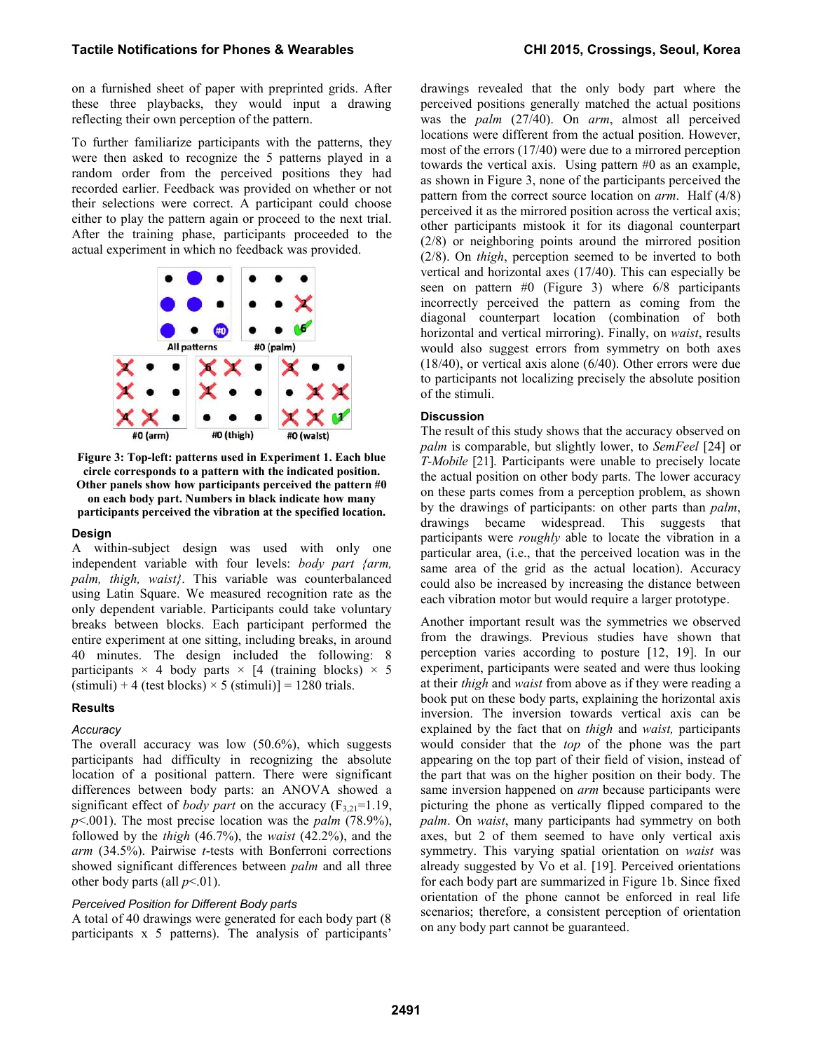on a furnished sheet of paper with preprinted grids. After these three playbacks, they would input a drawing reflecting their own perception of the pattern.

To further familiarize participants with the patterns, they were then asked to recognize the 5 patterns played in a random order from the perceived positions they had recorded earlier. Feedback was provided on whether or not their selections were correct. A participant could choose either to play the pattern again or proceed to the next trial. After the training phase, participants proceeded to the actual experiment in which no feedback was provided.

**Figure 3: Top-left: patterns used in Experiment 1. Each blue circle corresponds to a pattern with the indicated position. Other panels show how participants perceived the pattern #0 on each body part. Numbers in black indicate how many participants perceived the vibration at the specified location.**

### Design

A within-subject design was used with only one independent variable with four levels: *body part {arm, palm, thigh, waist}*. This variable was counterbalanced using Latin Square. We measured recognition rate as the only dependent variable. Participants could take voluntary breaks between blocks. Each participant performed the entire experiment at one sitting, including breaks, in around 40 minutes. The design included the following: 8 participants × 4 body parts × [4 (training blocks) × 5 (stimuli) + 4 (test blocks) × 5 (stimuli)] = 1280 trials.

### Results

#### *Accuracy*

The overall accuracy was low (50.6%), which suggests participants had difficulty in recognizing the absolute location of a positional pattern. There were significant differences between body parts: an ANOVA showed a significant effect of *body part* on the accuracy ($F_{3,21}$=1.19, $p$<.001). The most precise location was the *palm* (78.9%), followed by the *thigh* (46.7%), the *waist* (42.2%), and the *arm* (34.5%). Pairwise *t*-tests with Bonferroni corrections showed significant differences between *palm* and all three other body parts (all $p$<.01).

#### *Perceived Position for Different Body parts*

A total of 40 drawings were generated for each body part (8 participants x 5 patterns). The analysis of participants' drawings revealed that the only body part where the perceived positions generally matched the actual positions was the *palm* (27/40). On *arm*, almost all perceived locations were different from the actual position. However, most of the errors (17/40) were due to a mirrored perception towards the vertical axis. Using pattern #0 as an example, as shown in Figure 3, none of the participants perceived the pattern from the correct source location on *arm*. Half (4/8) perceived it as the mirrored position across the vertical axis; other participants mistook it for its diagonal counterpart (2/8) or neighboring points around the mirrored position (2/8). On *thigh*, perception seemed to be inverted to both vertical and horizontal axes (17/40). This can especially be seen on pattern #0 (Figure 3) where 6/8 participants incorrectly perceived the pattern as coming from the diagonal counterpart location (combination of both horizontal and vertical mirroring). Finally, on *waist*, results would also suggest errors from symmetry on both axes (18/40), or vertical axis alone (6/40). Other errors were due to participants not localizing precisely the absolute position of the stimuli.

### Discussion

The result of this study shows that the accuracy observed on *palm* is comparable, but slightly lower, to *SemFeel* [24] or *T-Mobile* [21]. Participants were unable to precisely locate the actual position on other body parts. The lower accuracy on these parts comes from a perception problem, as shown by the drawings of participants: on other parts than *palm*, drawings became widespread. This suggests that participants were *roughly* able to locate the vibration in a particular area, (i.e., that the perceived location was in the same area of the grid as the actual location). Accuracy could also be increased by increasing the distance between each vibration motor but would require a larger prototype.

Another important result was the symmetries we observed from the drawings. Previous studies have shown that perception varies according to posture [12, 19]. In our experiment, participants were seated and were thus looking at their *thigh* and *waist* from above as if they were reading a book put on these body parts, explaining the horizontal axis inversion. The inversion towards vertical axis can be explained by the fact that on *thigh* and *waist,* participants would consider that the *top* of the phone was the part appearing on the top part of their field of vision, instead of the part that was on the higher position on their body. The same inversion happened on *arm* because participants were picturing the phone as vertically flipped compared to the *palm*. On *waist*, many participants had symmetry on both axes, but 2 of them seemed to have only vertical axis symmetry. This varying spatial orientation on *waist* was already suggested by Vo et al. [19]. Perceived orientations for each body part are summarized in Figure 1b. Since fixed orientation of the phone cannot be enforced in real life scenarios; therefore, a consistent perception of orientation on any body part cannot be guaranteed.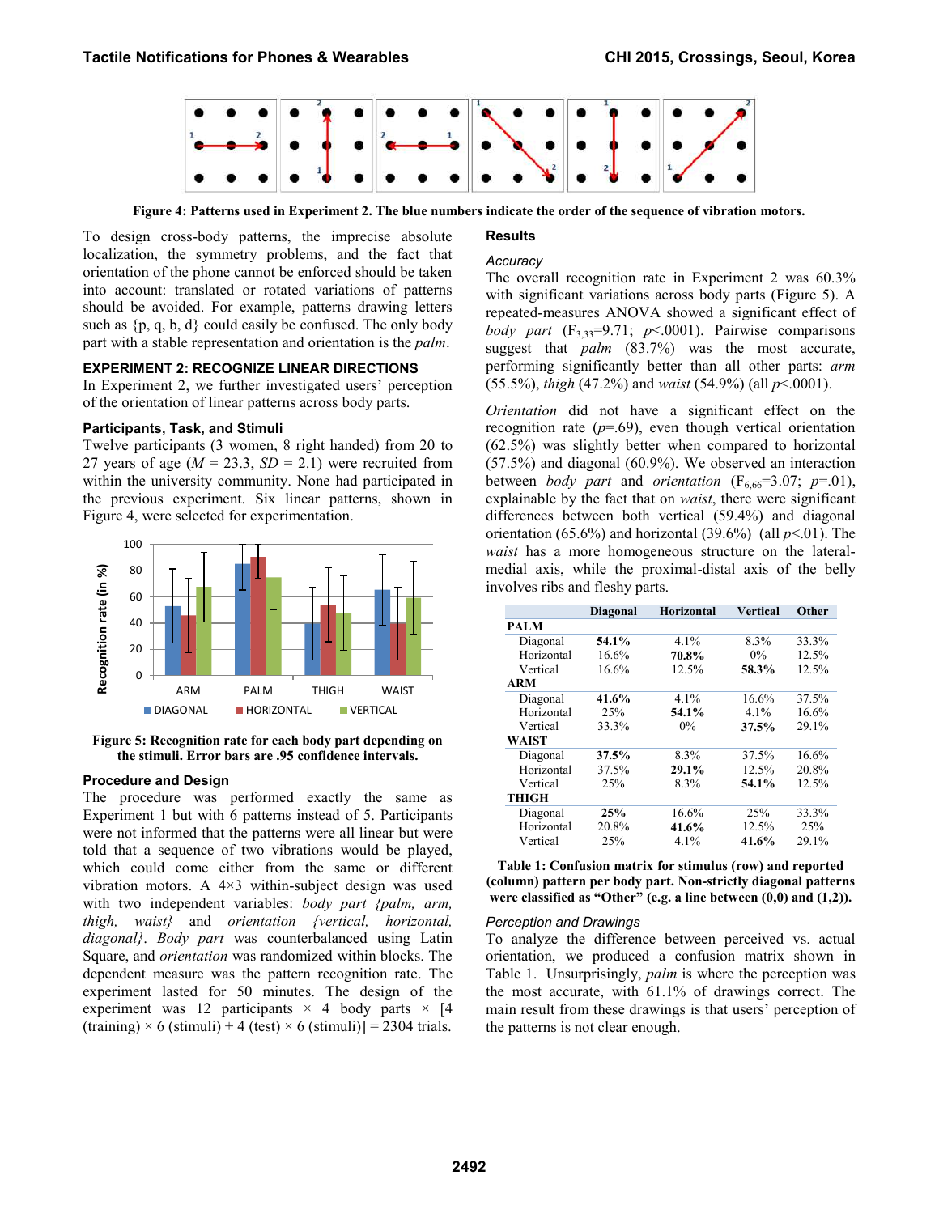Figure 4: Patterns used in Experiment 2. The blue numbers indicate the order of the sequence of vibration motors.

To design cross-body patterns, the imprecise absolute localization, the symmetry problems, and the fact that orientation of the phone cannot be enforced should be taken into account: translated or rotated variations of patterns should be avoided. For example, patterns drawing letters such as {p, q, b, d} could easily be confused. The only body part with a stable representation and orientation is the *palm*.

## EXPERIMENT 2: RECOGNIZE LINEAR DIRECTIONS

In Experiment 2, we further investigated users' perception of the orientation of linear patterns across body parts.

### Participants, Task, and Stimuli

Twelve participants (3 women, 8 right handed) from 20 to 27 years of age ($M$ = 23.3, $SD$ = 2.1) were recruited from within the university community. None had participated in the previous experiment. Six linear patterns, shown in Figure 4, were selected for experimentation.

Figure 5: Recognition rate for each body part depending on the stimuli. Error bars are .95 confidence intervals.

### Procedure and Design

The procedure was performed exactly the same as Experiment 1 but with 6 patterns instead of 5. Participants were not informed that the patterns were all linear but were told that a sequence of two vibrations would be played, which could come either from the same or different vibration motors. A 4×3 within-subject design was used with two independent variables: *body part {palm, arm, thigh, waist}* and *orientation {vertical, horizontal, diagonal}*. *Body part* was counterbalanced using Latin Square, and *orientation* was randomized within blocks. The dependent measure was the pattern recognition rate. The experiment lasted for 50 minutes. The design of the experiment was 12 participants × 4 body parts × [4 (training) × 6 (stimuli) + 4 (test) × 6 (stimuli)] = 2304 trials.

### Results

#### Accuracy

The overall recognition rate in Experiment 2 was 60.3% with significant variations across body parts (Figure 5). A repeated-measures ANOVA showed a significant effect of *body part* ($F_{3,33}$=9.71; $p$<.0001). Pairwise comparisons suggest that *palm* (83.7%) was the most accurate, performing significantly better than all other parts: *arm* (55.5%), *thigh* (47.2%) and *waist* (54.9%) (all $p$<.0001).

*Orientation* did not have a significant effect on the recognition rate ($p$=.69), even though vertical orientation (62.5%) was slightly better when compared to horizontal (57.5%) and diagonal (60.9%). We observed an interaction between *body part* and *orientation* ($F_{6,66}$=3.07; $p$=.01), explainable by the fact that on *waist*, there were significant differences between both vertical (59.4%) and diagonal orientation (65.6%) and horizontal (39.6%) (all $p$<.01). The *waist* has a more homogeneous structure on the lateral-medial axis, while the proximal-distal axis of the belly involves ribs and fleshy parts.

| | Diagonal | Horizontal | Vertical | Other |
|---|---|---|---|---|
| **PALM** | | | | |
| Diagonal | **54.1%** | 4.1% | 8.3% | 33.3% |
| Horizontal | 16.6% | **70.8%** | 0% | 12.5% |
| Vertical | 16.6% | 12.5% | **58.3%** | 12.5% |
| **ARM** | | | | |
| Diagonal | **41.6%** | 4.1% | 16.6% | 37.5% |
| Horizontal | 25% | **54.1%** | 4.1% | 16.6% |
| Vertical | 33.3% | 0% | **37.5%** | 29.1% |
| **WAIST** | | | | |
| Diagonal | **37.5%** | 8.3% | 37.5% | 16.6% |
| Horizontal | 37.5% | **29.1%** | 12.5% | 20.8% |
| Vertical | 25% | 8.3% | **54.1%** | 12.5% |
| **THIGH** | | | | |
| Diagonal | **25%** | 16.6% | 25% | 33.3% |
| Horizontal | 20.8% | **41.6%** | 12.5% | 25% |
| Vertical | 25% | 4.1% | **41.6%** | 29.1% |

Table 1: Confusion matrix for stimulus (row) and reported (column) pattern per body part. Non-strictly diagonal patterns were classified as "Other" (e.g. a line between (0,0) and (1,2)).

#### Perception and Drawings

To analyze the difference between perceived vs. actual orientation, we produced a confusion matrix shown in Table 1. Unsurprisingly, *palm* is where the perception was the most accurate, with 61.1% of drawings correct. The main result from these drawings is that users' perception of the patterns is not clear enough.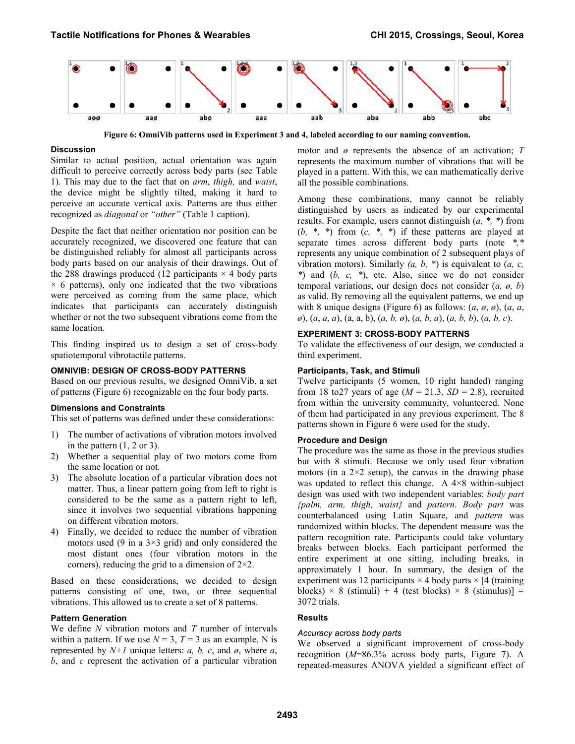Figure 6: OmniVib patterns used in Experiment 3 and 4, labeled according to our naming convention.

### Discussion

Similar to actual position, actual orientation was again difficult to perceive correctly across body parts (see Table 1). This may due to the fact that on *arm*, *thigh,* and *waist*, the device might be slightly tilted, making it hard to perceive an accurate vertical axis. Patterns are thus either recognized as *diagonal* or *"other"* (Table 1 caption).

Despite the fact that neither orientation nor position can be accurately recognized, we discovered one feature that can be distinguished reliably for almost all participants across body parts based on our analysis of their drawings. Out of the 288 drawings produced (12 participants × 4 body parts × 6 patterns), only one indicated that the two vibrations were perceived as coming from the same place, which indicates that participants can accurately distinguish whether or not the two subsequent vibrations come from the same location.

This finding inspired us to design a set of cross-body spatiotemporal vibrotactile patterns.

## OMNIVIB: DESIGN OF CROSS-BODY PATTERNS

Based on our previous results, we designed OmniVib, a set of patterns (Figure 6) recognizable on the four body parts.

### Dimensions and Constraints

This set of patterns was defined under these considerations:

1) The number of activations of vibration motors involved in the pattern (1, 2 or 3).
2) Whether a sequential play of two motors come from the same location or not.
3) The absolute location of a particular vibration does not matter. Thus, a linear pattern going from left to right is considered to be the same as a pattern right to left, since it involves two sequential vibrations happening on different vibration motors.
4) Finally, we decided to reduce the number of vibration motors used (9 in a 3×3 grid) and only considered the most distant ones (four vibration motors in the corners), reducing the grid to a dimension of 2×2.

Based on these considerations, we decided to design patterns consisting of one, two, or three sequential vibrations. This allowed us to create a set of 8 patterns.

### Pattern Generation

We define $N$ vibration motors and $T$ number of intervals within a pattern. If we use $N = 3$, $T = 3$ as an example, N is represented by $N+1$ unique letters: *a, b, c*, and *ø*, where *a*, *b*, and *c* represent the activation of a particular vibration motor and *ø* represents the absence of an activation; $T$ represents the maximum number of vibrations that will be played in a pattern. With this, we can mathematically derive all the possible combinations.

Among these combinations, many cannot be reliably distinguished by users as indicated by our experimental results. For example, users cannot distinguish (*a, \*, \**) from (*b, \*, \**) from (*c, \*, \**) if these patterns are played at separate times across different body parts (note *\*,\** represents any unique combination of 2 subsequent plays of vibration motors). Similarly *(a, b, \*)* is equivalent to (*a, c, \**) and (*b, c, \**), etc. Also, since we do not consider temporal variations, our design does not consider (*a, ø, b*) as valid. By removing all the equivalent patterns, we end up with 8 unique designs (Figure 6) as follows: (*a*, *ø*, *ø*), (*a*, *a*, *ø*), (*a*, *a*, *a*), (a, a, b), (*a, b, ø*), (*a, b, a*), (*a, b, b*), (*a, b, c*).

## EXPERIMENT 3: CROSS-BODY PATTERNS

To validate the effectiveness of our design, we conducted a third experiment.

### Participants, Task, and Stimuli

Twelve participants (5 women, 10 right handed) ranging from 18 to27 years of age (*M* = 21.3, *SD* = 2.8), recruited from within the university community, volunteered. None of them had participated in any previous experiment. The 8 patterns shown in Figure 6 were used for the study.

### Procedure and Design

The procedure was the same as those in the previous studies but with 8 stimuli. Because we only used four vibration motors (in a 2×2 setup), the canvas in the drawing phase was updated to reflect this change. A 4×8 within-subject design was used with two independent variables: *body part {palm, arm, thigh, waist}* and *pattern*. *Body part* was counterbalanced using Latin Square, and *pattern* was randomized within blocks. The dependent measure was the pattern recognition rate. Participants could take voluntary breaks between blocks. Each participant performed the entire experiment at one sitting, including breaks, in approximately 1 hour. In summary, the design of the experiment was 12 participants × 4 body parts × [4 (training blocks) × 8 (stimuli) + 4 (test blocks) × 8 (stimulus)] = 3072 trials.

### Results

#### *Accuracy across body parts*

We observed a significant improvement of cross-body recognition (*M*=86.3% across body parts, Figure 7). A repeated-measures ANOVA yielded a significant effect of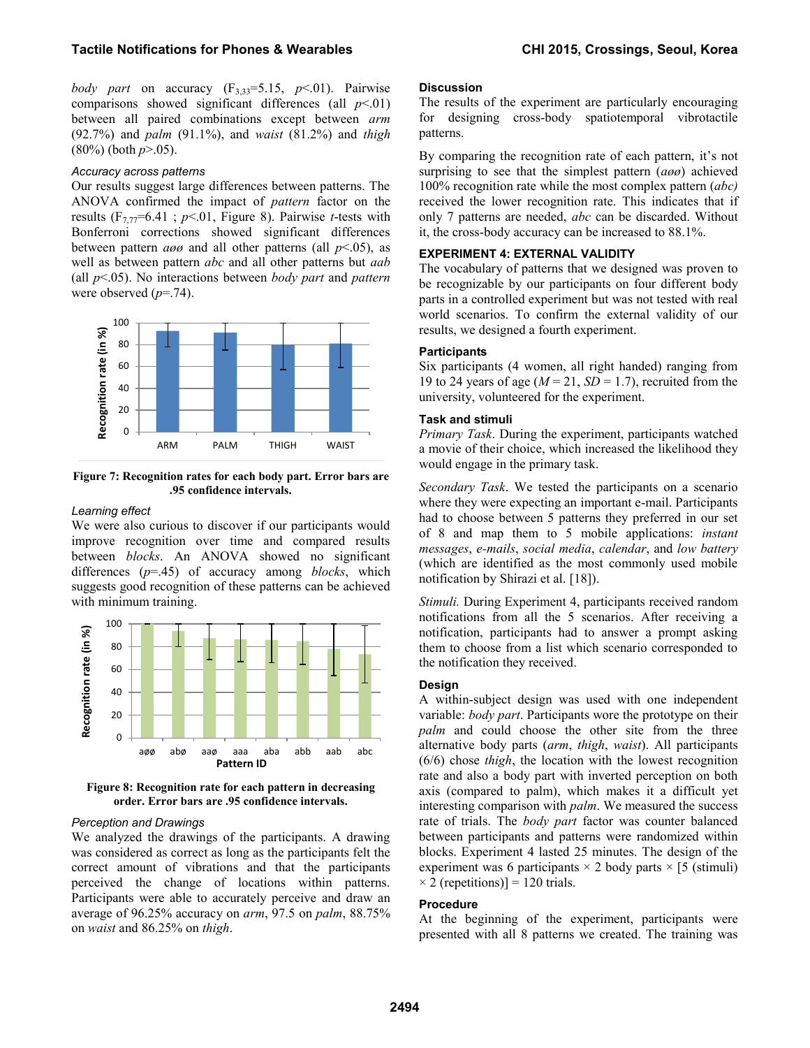*body part* on accuracy ($F_{3,33}$=5.15, $p$<.01). Pairwise comparisons showed significant differences (all $p$<.01) between all paired combinations except between *arm* (92.7%) and *palm* (91.1%), and *waist* (81.2%) and *thigh* (80%) (both $p$>.05).

### *Accuracy across patterns*

Our results suggest large differences between patterns. The ANOVA confirmed the impact of *pattern* factor on the results ($F_{7,77}$=6.41 ; $p$<.01, Figure 8). Pairwise *t*-tests with Bonferroni corrections showed significant differences between pattern *aøø* and all other patterns (all $p$<.05), as well as between pattern *abc* and all other patterns but *aab* (all $p$<.05). No interactions between *body part* and *pattern* were observed ($p$=.74).

**Figure 7: Recognition rates for each body part. Error bars are .95 confidence intervals.**

### *Learning effect*

We were also curious to discover if our participants would improve recognition over time and compared results between *blocks*. An ANOVA showed no significant differences ($p$=.45) of accuracy among *blocks*, which suggests good recognition of these patterns can be achieved with minimum training.

**Figure 8: Recognition rate for each pattern in decreasing order. Error bars are .95 confidence intervals.**

### *Perception and Drawings*

We analyzed the drawings of the participants. A drawing was considered as correct as long as the participants felt the correct amount of vibrations and that the participants perceived the change of locations within patterns. Participants were able to accurately perceive and draw an average of 96.25% accuracy on *arm*, 97.5 on *palm*, 88.75% on *waist* and 86.25% on *thigh*.

### Discussion

The results of the experiment are particularly encouraging for designing cross-body spatiotemporal vibrotactile patterns.

By comparing the recognition rate of each pattern, it's not surprising to see that the simplest pattern (*aøø*) achieved 100% recognition rate while the most complex pattern (*abc)* received the lower recognition rate. This indicates that if only 7 patterns are needed, *abc* can be discarded. Without it, the cross-body accuracy can be increased to 88.1%.

## EXPERIMENT 4: EXTERNAL VALIDITY

The vocabulary of patterns that we designed was proven to be recognizable by our participants on four different body parts in a controlled experiment but was not tested with real world scenarios. To confirm the external validity of our results, we designed a fourth experiment.

### Participants

Six participants (4 women, all right handed) ranging from 19 to 24 years of age ($M$ = 21, $SD$ = 1.7), recruited from the university, volunteered for the experiment.

### Task and stimuli

*Primary Task*. During the experiment, participants watched a movie of their choice, which increased the likelihood they would engage in the primary task.

*Secondary Task*. We tested the participants on a scenario where they were expecting an important e-mail. Participants had to choose between 5 patterns they preferred in our set of 8 and map them to 5 mobile applications: *instant messages*, *e-mails*, *social media*, *calendar*, and *low battery* (which are identified as the most commonly used mobile notification by Shirazi et al. [18]).

*Stimuli.* During Experiment 4, participants received random notifications from all the 5 scenarios. After receiving a notification, participants had to answer a prompt asking them to choose from a list which scenario corresponded to the notification they received.

### Design

A within-subject design was used with one independent variable: *body part*. Participants wore the prototype on their *palm* and could choose the other site from the three alternative body parts (*arm*, *thigh*, *waist*). All participants (6/6) chose *thigh*, the location with the lowest recognition rate and also a body part with inverted perception on both axis (compared to palm), which makes it a difficult yet interesting comparison with *palm*. We measured the success rate of trials. The *body part* factor was counter balanced between participants and patterns were randomized within blocks. Experiment 4 lasted 25 minutes. The design of the experiment was 6 participants × 2 body parts × [5 (stimuli) × 2 (repetitions)] = 120 trials.

### Procedure

At the beginning of the experiment, participants were presented with all 8 patterns we created. The training was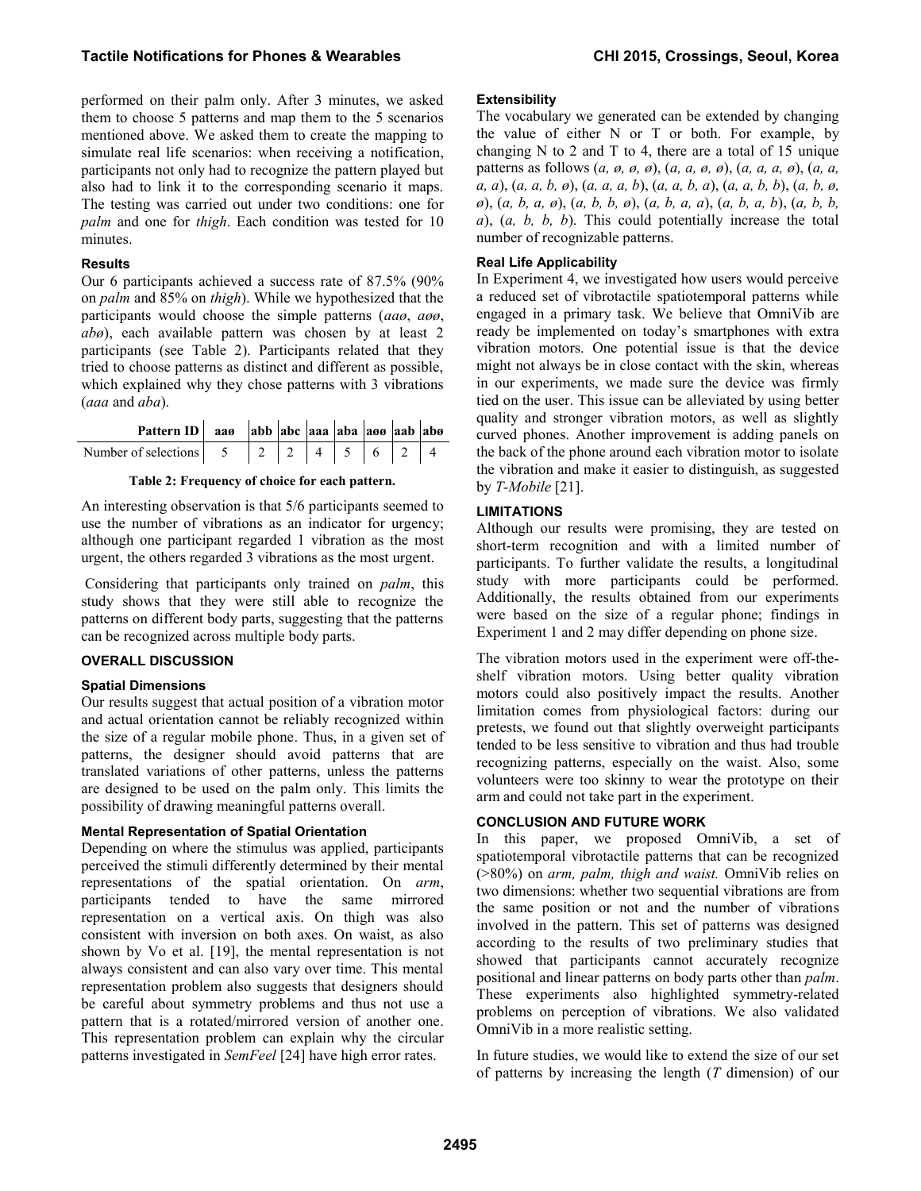performed on their palm only. After 3 minutes, we asked them to choose 5 patterns and map them to the 5 scenarios mentioned above. We asked them to create the mapping to simulate real life scenarios: when receiving a notification, participants not only had to recognize the pattern played but also had to link it to the corresponding scenario it maps. The testing was carried out under two conditions: one for *palm* and one for *thigh*. Each condition was tested for 10 minutes.

### Results

Our 6 participants achieved a success rate of 87.5% (90% on *palm* and 85% on *thigh*). While we hypothesized that the participants would choose the simple patterns (*aaø*, *aøø*, *abø*), each available pattern was chosen by at least 2 participants (see Table 2). Participants related that they tried to choose patterns as distinct and different as possible, which explained why they chose patterns with 3 vibrations (*aaa* and *aba*).

| Pattern ID | aaø | abb | abc | aaa | aba | aøø | aab | abø |
|---|---|---|---|---|---|---|---|---|
| Number of selections | 5 | 2 | 2 | 4 | 5 | 6 | 2 | 4 |

**Table 2: Frequency of choice for each pattern.**

An interesting observation is that 5/6 participants seemed to use the number of vibrations as an indicator for urgency; although one participant regarded 1 vibration as the most urgent, the others regarded 3 vibrations as the most urgent.

Considering that participants only trained on *palm*, this study shows that they were still able to recognize the patterns on different body parts, suggesting that the patterns can be recognized across multiple body parts.

## OVERALL DISCUSSION

### Spatial Dimensions

Our results suggest that actual position of a vibration motor and actual orientation cannot be reliably recognized within the size of a regular mobile phone. Thus, in a given set of patterns, the designer should avoid patterns that are translated variations of other patterns, unless the patterns are designed to be used on the palm only. This limits the possibility of drawing meaningful patterns overall.

### Mental Representation of Spatial Orientation

Depending on where the stimulus was applied, participants perceived the stimuli differently determined by their mental representations of the spatial orientation. On *arm*, participants tended to have the same mirrored representation on a vertical axis. On thigh was also consistent with inversion on both axes. On waist, as also shown by Vo et al. [19], the mental representation is not always consistent and can also vary over time. This mental representation problem also suggests that designers should be careful about symmetry problems and thus not use a pattern that is a rotated/mirrored version of another one. This representation problem can explain why the circular patterns investigated in *SemFeel* [24] have high error rates.

### Extensibility

The vocabulary we generated can be extended by changing the value of either N or T or both. For example, by changing N to 2 and T to 4, there are a total of 15 unique patterns as follows (*a, ø, ø, ø*), (*a, a, ø, ø*), (*a, a, a, ø*), (*a, a, a, a*), (*a, a, b, ø*), (*a, a, a, b*), (*a, a, b, a*), (*a, a, b, b*), (*a, b, ø, ø*), (*a, b, a, ø*), (*a, b, b, ø*), (*a, b, a, a*), (*a, b, a, b*), (*a, b, b, a*), (*a, b, b, b*). This could potentially increase the total number of recognizable patterns.

### Real Life Applicability

In Experiment 4, we investigated how users would perceive a reduced set of vibrotactile spatiotemporal patterns while engaged in a primary task. We believe that OmniVib are ready be implemented on today's smartphones with extra vibration motors. One potential issue is that the device might not always be in close contact with the skin, whereas in our experiments, we made sure the device was firmly tied on the user. This issue can be alleviated by using better quality and stronger vibration motors, as well as slightly curved phones. Another improvement is adding panels on the back of the phone around each vibration motor to isolate the vibration and make it easier to distinguish, as suggested by *T-Mobile* [21].

## LIMITATIONS

Although our results were promising, they are tested on short-term recognition and with a limited number of participants. To further validate the results, a longitudinal study with more participants could be performed. Additionally, the results obtained from our experiments were based on the size of a regular phone; findings in Experiment 1 and 2 may differ depending on phone size.

The vibration motors used in the experiment were off-the-shelf vibration motors. Using better quality vibration motors could also positively impact the results. Another limitation comes from physiological factors: during our pretests, we found out that slightly overweight participants tended to be less sensitive to vibration and thus had trouble recognizing patterns, especially on the waist. Also, some volunteers were too skinny to wear the prototype on their arm and could not take part in the experiment.

## CONCLUSION AND FUTURE WORK

In this paper, we proposed OmniVib, a set of spatiotemporal vibrotactile patterns that can be recognized (>80%) on *arm, palm, thigh and waist.* OmniVib relies on two dimensions: whether two sequential vibrations are from the same position or not and the number of vibrations involved in the pattern. This set of patterns was designed according to the results of two preliminary studies that showed that participants cannot accurately recognize positional and linear patterns on body parts other than *palm*. These experiments also highlighted symmetry-related problems on perception of vibrations. We also validated OmniVib in a more realistic setting.

In future studies, we would like to extend the size of our set of patterns by increasing the length (*T* dimension) of our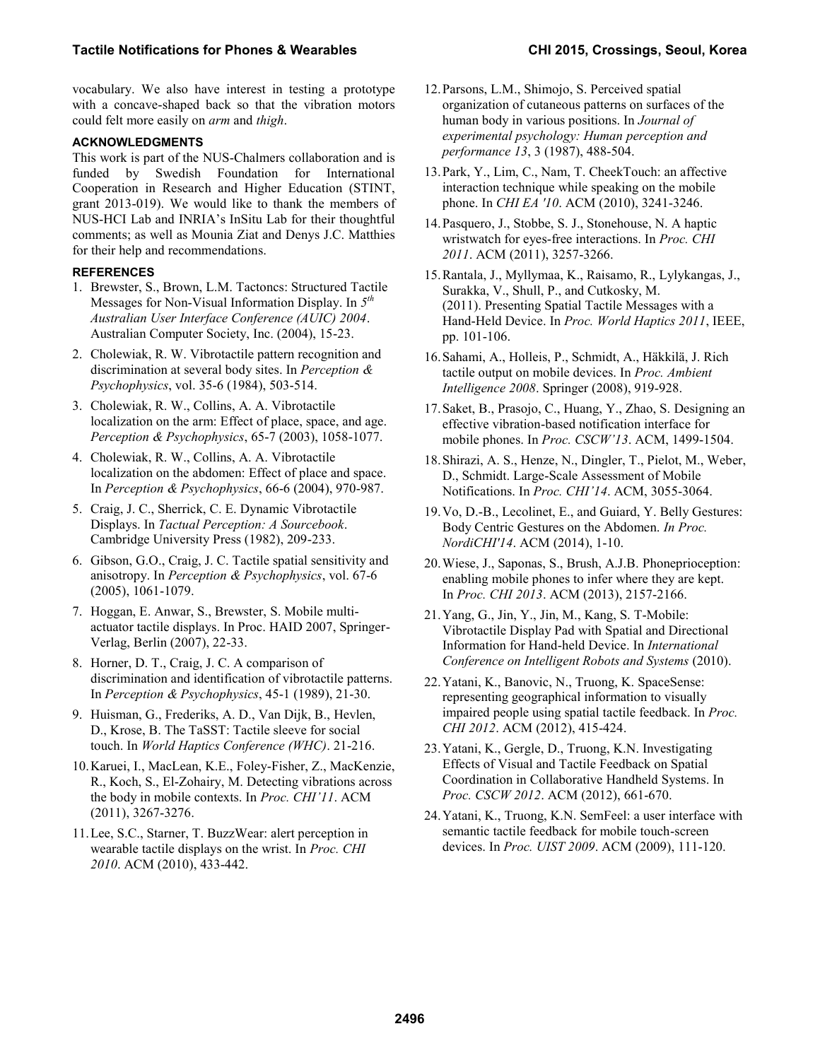vocabulary. We also have interest in testing a prototype with a concave-shaped back so that the vibration motors could felt more easily on *arm* and *thigh*.

## ACKNOWLEDGMENTS

This work is part of the NUS-Chalmers collaboration and is funded by Swedish Foundation for International Cooperation in Research and Higher Education (STINT, grant 2013-019). We would like to thank the members of NUS-HCI Lab and INRIA's InSitu Lab for their thoughtful comments; as well as Mounia Ziat and Denys J.C. Matthies for their help and recommendations.

## REFERENCES

1. Brewster, S., Brown, L.M. Tactoncs: Structured Tactile Messages for Non-Visual Information Display. In *5th Australian User Interface Conference (AUIC) 2004*. Australian Computer Society, Inc. (2004), 15-23.
2. Cholewiak, R. W. Vibrotactile pattern recognition and discrimination at several body sites. In *Perception & Psychophysics*, vol. 35-6 (1984), 503-514.
3. Cholewiak, R. W., Collins, A. A. Vibrotactile localization on the arm: Effect of place, space, and age. *Perception & Psychophysics*, 65-7 (2003), 1058-1077.
4. Cholewiak, R. W., Collins, A. A. Vibrotactile localization on the abdomen: Effect of place and space. In *Perception & Psychophysics*, 66-6 (2004), 970-987.
5. Craig, J. C., Sherrick, C. E. Dynamic Vibrotactile Displays. In *Tactual Perception: A Sourcebook*. Cambridge University Press (1982), 209-233.
6. Gibson, G.O., Craig, J. C. Tactile spatial sensitivity and anisotropy. In *Perception & Psychophysics*, vol. 67-6 (2005), 1061-1079.
7. Hoggan, E. Anwar, S., Brewster, S. Mobile multi-actuator tactile displays. In Proc. HAID 2007, Springer-Verlag, Berlin (2007), 22-33.
8. Horner, D. T., Craig, J. C. A comparison of discrimination and identification of vibrotactile patterns. In *Perception & Psychophysics*, 45-1 (1989), 21-30.
9. Huisman, G., Frederiks, A. D., Van Dijk, B., Hevlen, D., Krose, B. The TaSST: Tactile sleeve for social touch. In *World Haptics Conference (WHC)*. 21-216.
10. Karuei, I., MacLean, K.E., Foley-Fisher, Z., MacKenzie, R., Koch, S., El-Zohairy, M. Detecting vibrations across the body in mobile contexts. In *Proc. CHI'11*. ACM (2011), 3267-3276.
11. Lee, S.C., Starner, T. BuzzWear: alert perception in wearable tactile displays on the wrist. In *Proc. CHI 2010*. ACM (2010), 433-442.
12. Parsons, L.M., Shimojo, S. Perceived spatial organization of cutaneous patterns on surfaces of the human body in various positions. In *Journal of experimental psychology: Human perception and performance 13*, 3 (1987), 488-504.
13. Park, Y., Lim, C., Nam, T. CheekTouch: an affective interaction technique while speaking on the mobile phone. In *CHI EA '10*. ACM (2010), 3241-3246.
14. Pasquero, J., Stobbe, S. J., Stonehouse, N. A haptic wristwatch for eyes-free interactions. In *Proc. CHI 2011*. ACM (2011), 3257-3266.
15. Rantala, J., Myllymaa, K., Raisamo, R., Lylykangas, J., Surakka, V., Shull, P., and Cutkosky, M. (2011). Presenting Spatial Tactile Messages with a Hand-Held Device. In *Proc. World Haptics 2011*, IEEE, pp. 101-106.
16. Sahami, A., Holleis, P., Schmidt, A., Häkkilä, J. Rich tactile output on mobile devices. In *Proc. Ambient Intelligence 2008*. Springer (2008), 919-928.
17. Saket, B., Prasojo, C., Huang, Y., Zhao, S. Designing an effective vibration-based notification interface for mobile phones. In *Proc. CSCW'13*. ACM, 1499-1504.
18. Shirazi, A. S., Henze, N., Dingler, T., Pielot, M., Weber, D., Schmidt. Large-Scale Assessment of Mobile Notifications. In *Proc. CHI'14*. ACM, 3055-3064.
19. Vo, D.-B., Lecolinet, E., and Guiard, Y. Belly Gestures: Body Centric Gestures on the Abdomen. *In Proc. NordiCHI'14*. ACM (2014), 1-10.
20. Wiese, J., Saponas, S., Brush, A.J.B. Phoneprioception: enabling mobile phones to infer where they are kept. In *Proc. CHI 2013*. ACM (2013), 2157-2166.
21. Yang, G., Jin, Y., Jin, M., Kang, S. T-Mobile: Vibrotactile Display Pad with Spatial and Directional Information for Hand-held Device. In *International Conference on Intelligent Robots and Systems* (2010).
22. Yatani, K., Banovic, N., Truong, K. SpaceSense: representing geographical information to visually impaired people using spatial tactile feedback. In *Proc. CHI 2012*. ACM (2012), 415-424.
23. Yatani, K., Gergle, D., Truong, K.N. Investigating Effects of Visual and Tactile Feedback on Spatial Coordination in Collaborative Handheld Systems. In *Proc. CSCW 2012*. ACM (2012), 661-670.
24. Yatani, K., Truong, K.N. SemFeel: a user interface with semantic tactile feedback for mobile touch-screen devices. In *Proc. UIST 2009*. ACM (2009), 111-120.